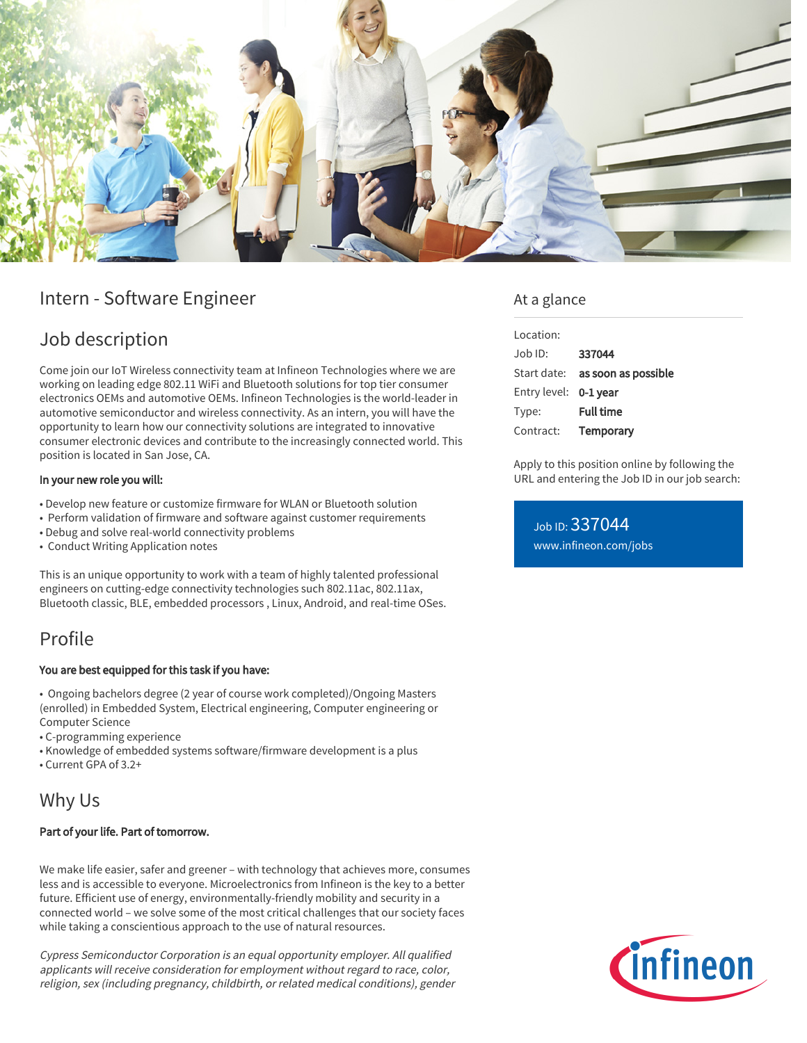# Intern - Software Engineer

## Job description

Come join our IoT Wireless connectivity team at Infineon Technologies where we are working on leading edge 802.11 WiFi and Bluetooth solutions for top tier consumer electronics OEMs and automotive OEMs. Infineon Technologies is the world-leader in automotive semiconductor and wireless connectivity. As an intern, you will have the opportunity to learn how our connectivity solutions are integrated to innovative consumer electronic devices and contribute to the increasingly connected world. This position is located in San Jose, CA.

**In your new role you will:**

- Develop new feature or customize firmware for WLAN or Bluetooth solution
- Perform validation of firmware and software against customer requirements
- Debug and solve real-world connectivity problems
- Conduct Writing Application notes

This is an unique opportunity to work with a team of highly talented professional engineers on cutting-edge connectivity technologies such 802.11ac, 802.11ax, Bluetooth classic, BLE, embedded processors , Linux, Android, and real-time OSes.

## Profile

**You are best equipped for this task if you have:**

- Ongoing bachelors degree (2 year of course work completed)/Ongoing Masters (enrolled) in Embedded System, Electrical engineering, Computer engineering or Computer Science
- C-programming experience
- Knowledge of embedded systems software/firmware development is a plus
- Current GPA of 3.2+

## Why Us

**Part of your life. Part of tomorrow.**

We make life easier, safer and greener – with technology that achieves more, consumes less and is accessible to everyone. Microelectronics from Infineon is the key to a better future. Efficient use of energy, environmentally-friendly mobility and security in a connected world – we solve some of the most critical challenges that our society faces while taking a conscientious approach to the use of natural resources.

*Cypress Semiconductor Corporation is an equal opportunity employer. All qualified applicants will receive consideration for employment without regard to race, color, religion, sex (including pregnancy, childbirth, or related medical conditions), gender*

## At a glance

| | |
|---|---|
| Location: | |
| Job ID: | **337044** |
| Start date: | **as soon as possible** |
| Entry level: | **0-1 year** |
| Type: | **Full time** |
| Contract: | **Temporary** |

Apply to this position online by following the URL and entering the Job ID in our job search:

Job ID: 337044
www.infineon.com/jobs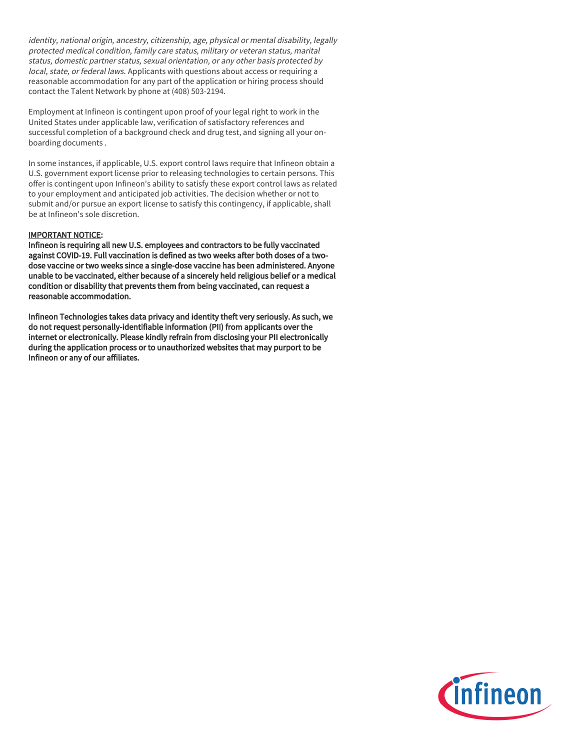*identity, national origin, ancestry, citizenship, age, physical or mental disability, legally protected medical condition, family care status, military or veteran status, marital status, domestic partner status, sexual orientation, or any other basis protected by local, state, or federal laws.* Applicants with questions about access or requiring a reasonable accommodation for any part of the application or hiring process should contact the Talent Network by phone at (408) 503-2194.

Employment at Infineon is contingent upon proof of your legal right to work in the United States under applicable law, verification of satisfactory references and successful completion of a background check and drug test, and signing all your on-boarding documents .

In some instances, if applicable, U.S. export control laws require that Infineon obtain a U.S. government export license prior to releasing technologies to certain persons. This offer is contingent upon Infineon's ability to satisfy these export control laws as related to your employment and anticipated job activities. The decision whether or not to submit and/or pursue an export license to satisfy this contingency, if applicable, shall be at Infineon's sole discretion.

**IMPORTANT NOTICE:**
**Infineon is requiring all new U.S. employees and contractors to be fully vaccinated against COVID-19. Full vaccination is defined as two weeks after both doses of a two-dose vaccine or two weeks since a single-dose vaccine has been administered. Anyone unable to be vaccinated, either because of a sincerely held religious belief or a medical condition or disability that prevents them from being vaccinated, can request a reasonable accommodation.**

**Infineon Technologies takes data privacy and identity theft very seriously. As such, we do not request personally-identifiable information (PII) from applicants over the internet or electronically. Please kindly refrain from disclosing your PII electronically during the application process or to unauthorized websites that may purport to be Infineon or any of our affiliates.**